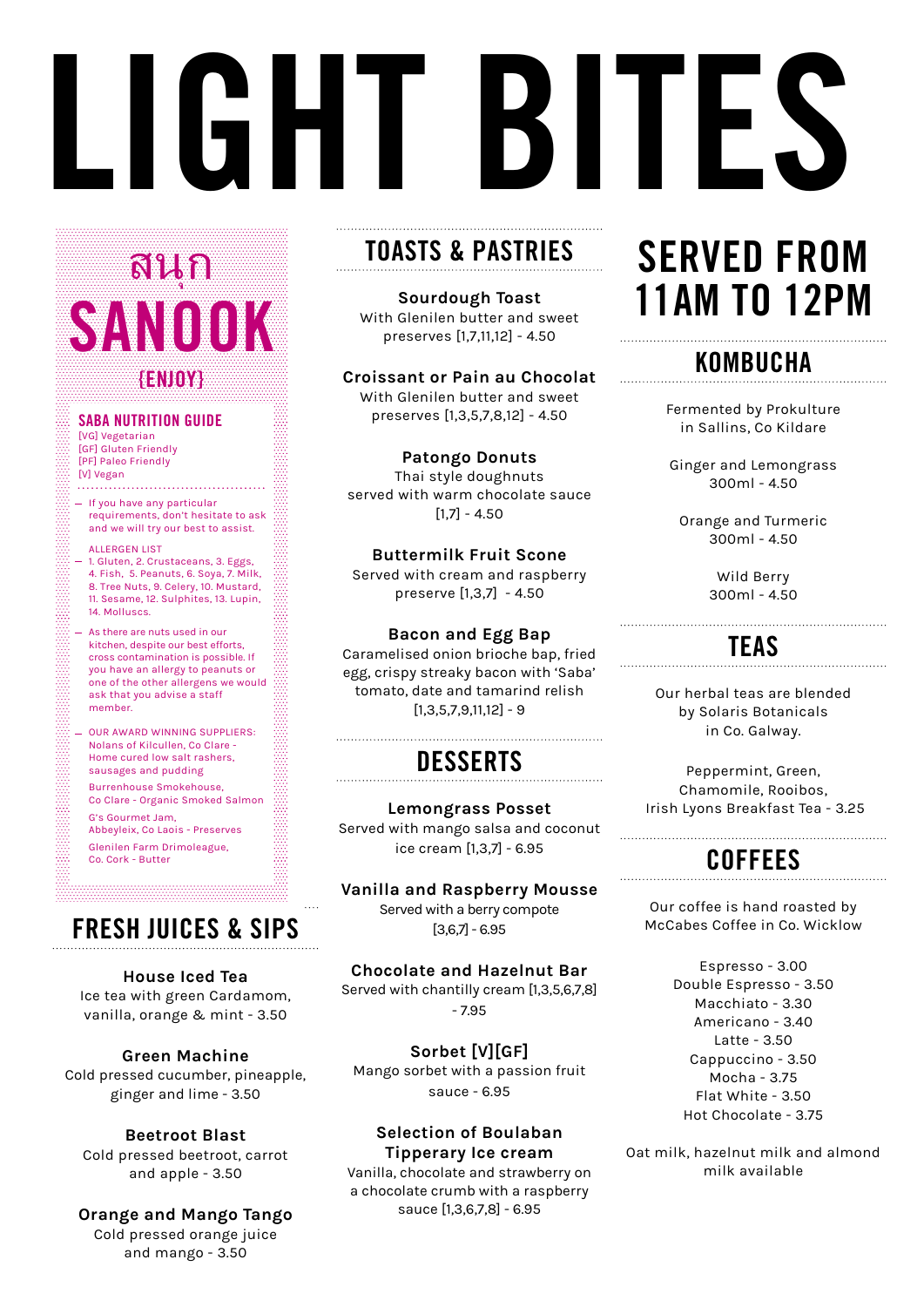# LIGHT BITES

สนุก

## SANOOK

{ENJOY}

### SABA NUTRITION GUIDE

[VG] Vegetarian
[GF] Gluten Friendly
[PF] Paleo Friendly
[V] Vegan

— If you have any particular requirements, don't hesitate to ask and we will try our best to assist.

ALLERGEN LIST
— 1. Gluten, 2. Crustaceans, 3. Eggs, 4. Fish, 5. Peanuts, 6. Soya, 7. Milk, 8. Tree Nuts, 9. Celery, 10. Mustard, 11. Sesame, 12. Sulphites, 13. Lupin, 14. Molluscs.

— As there are nuts used in our kitchen, despite our best efforts, cross contamination is possible. If you have an allergy to peanuts or one of the other allergens we would ask that you advise a staff member.

— OUR AWARD WINNING SUPPLIERS:
Nolans of Kilcullen, Co Clare - Home cured low salt rashers, sausages and pudding

Burrenhouse Smokehouse, Co Clare - Organic Smoked Salmon

G's Gourmet Jam, Abbeyleix, Co Laois - Preserves

Glenilen Farm Drimoleague, Co. Cork - Butter

## FRESH JUICES & SIPS

**House Iced Tea**
Ice tea with green Cardamom, vanilla, orange & mint - 3.50

**Green Machine**
Cold pressed cucumber, pineapple, ginger and lime - 3.50

**Beetroot Blast**
Cold pressed beetroot, carrot and apple - 3.50

**Orange and Mango Tango**
Cold pressed orange juice and mango - 3.50

## TOASTS & PASTRIES

**Sourdough Toast**
With Glenilen butter and sweet preserves [1,7,11,12] - 4.50

**Croissant or Pain au Chocolat**
With Glenilen butter and sweet preserves [1,3,5,7,8,12] - 4.50

**Patongo Donuts**
Thai style doughnuts served with warm chocolate sauce [1,7] - 4.50

**Buttermilk Fruit Scone**
Served with cream and raspberry preserve [1,3,7] - 4.50

**Bacon and Egg Bap**
Caramelised onion brioche bap, fried egg, crispy streaky bacon with 'Saba' tomato, date and tamarind relish [1,3,5,7,9,11,12] - 9

## DESSERTS

**Lemongrass Posset**
Served with mango salsa and coconut ice cream [1,3,7] - 6.95

**Vanilla and Raspberry Mousse**
Served with a berry compote [3,6,7] - 6.95

**Chocolate and Hazelnut Bar**
Served with chantilly cream [1,3,5,6,7,8] - 7.95

**Sorbet [V][GF]**
Mango sorbet with a passion fruit sauce - 6.95

**Selection of Boulaban Tipperary Ice cream**
Vanilla, chocolate and strawberry on a chocolate crumb with a raspberry sauce [1,3,6,7,8] - 6.95

## SERVED FROM 11AM TO 12PM

## KOMBUCHA

Fermented by Prokulture in Sallins, Co Kildare

Ginger and Lemongrass
300ml - 4.50

Orange and Turmeric
300ml - 4.50

Wild Berry
300ml - 4.50

## TEAS

Our herbal teas are blended by Solaris Botanicals in Co. Galway.

Peppermint, Green, Chamomile, Rooibos, Irish Lyons Breakfast Tea - 3.25

## COFFEES

Our coffee is hand roasted by McCabes Coffee in Co. Wicklow

Espresso - 3.00
Double Espresso - 3.50
Macchiato - 3.30
Americano - 3.40
Latte - 3.50
Cappuccino - 3.50
Mocha - 3.75
Flat White - 3.50
Hot Chocolate - 3.75

Oat milk, hazelnut milk and almond milk available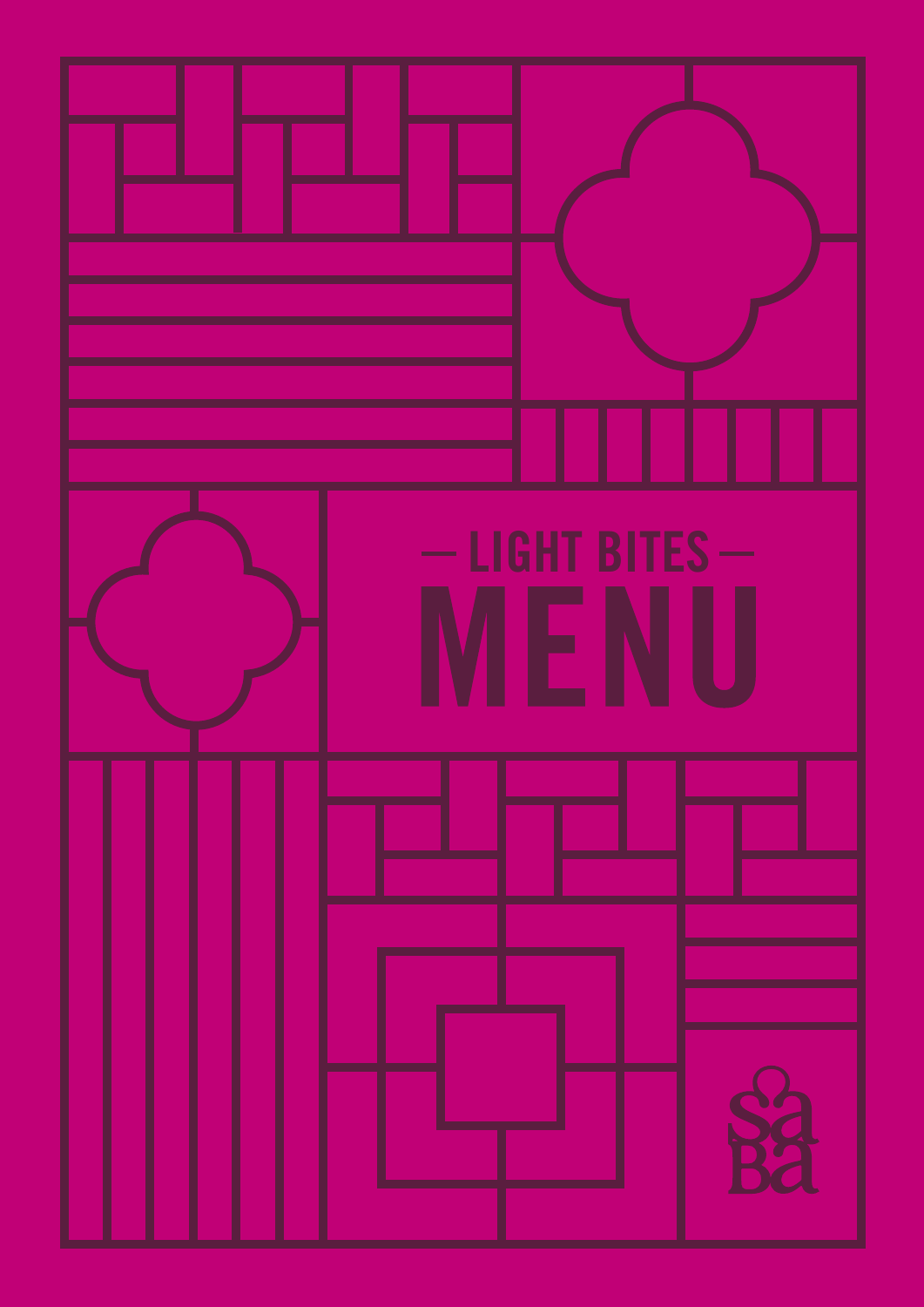— LIGHT BITES —

# MENU

saba